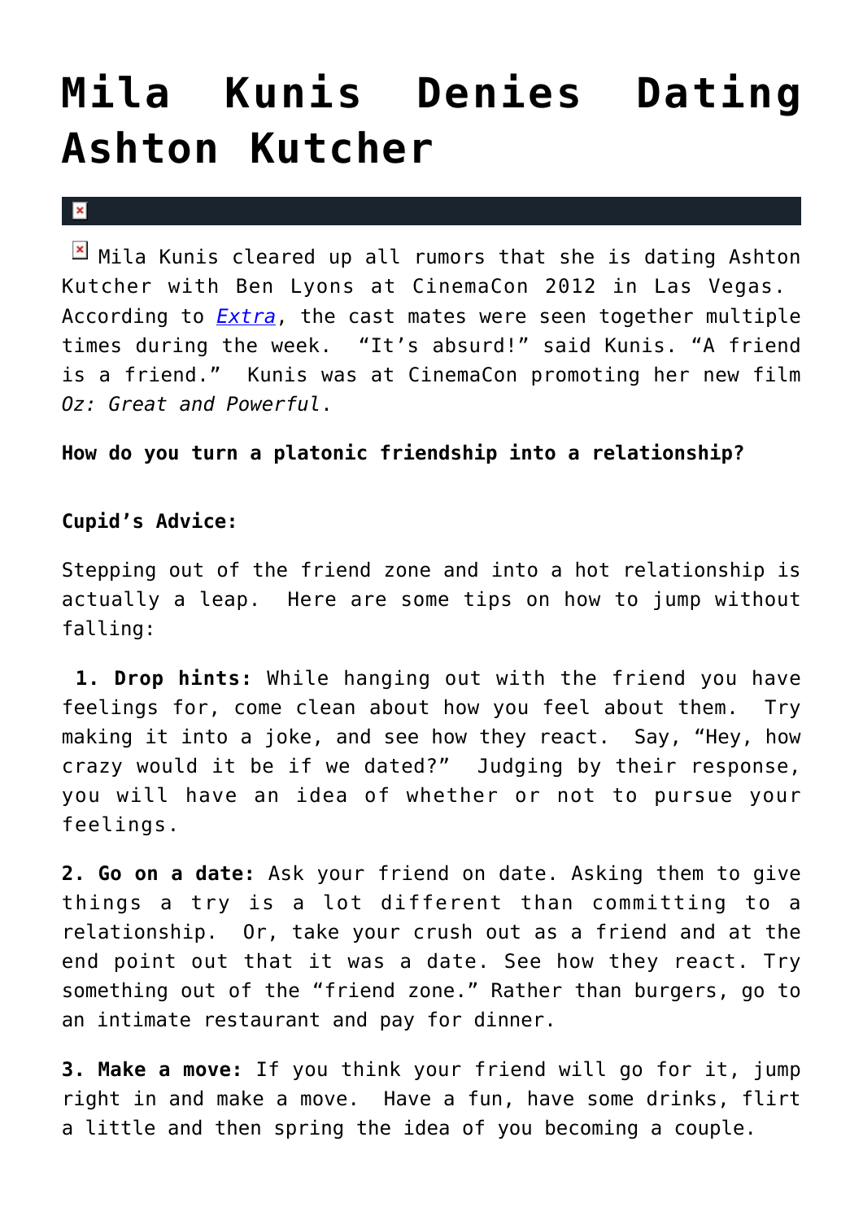# Mila Kunis Denies Dating Ashton Kutcher

Mila Kunis cleared up all rumors that she is dating Ashton Kutcher with Ben Lyons at CinemaCon 2012 in Las Vegas. According to *Extra*, the cast mates were seen together multiple times during the week. "It's absurd!" said Kunis. "A friend is a friend." Kunis was at CinemaCon promoting her new film *Oz: Great and Powerful*.

**How do you turn a platonic friendship into a relationship?**

**Cupid's Advice:**

Stepping out of the friend zone and into a hot relationship is actually a leap. Here are some tips on how to jump without falling:

**1. Drop hints:** While hanging out with the friend you have feelings for, come clean about how you feel about them. Try making it into a joke, and see how they react. Say, "Hey, how crazy would it be if we dated?" Judging by their response, you will have an idea of whether or not to pursue your feelings.

**2. Go on a date:** Ask your friend on date. Asking them to give things a try is a lot different than committing to a relationship. Or, take your crush out as a friend and at the end point out that it was a date. See how they react. Try something out of the "friend zone." Rather than burgers, go to an intimate restaurant and pay for dinner.

**3. Make a move:** If you think your friend will go for it, jump right in and make a move. Have a fun, have some drinks, flirt a little and then spring the idea of you becoming a couple.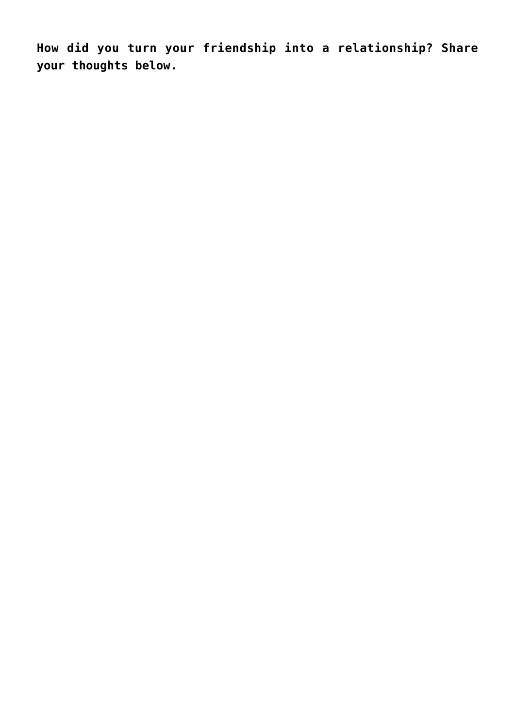**How did you turn your friendship into a relationship? Share your thoughts below.**